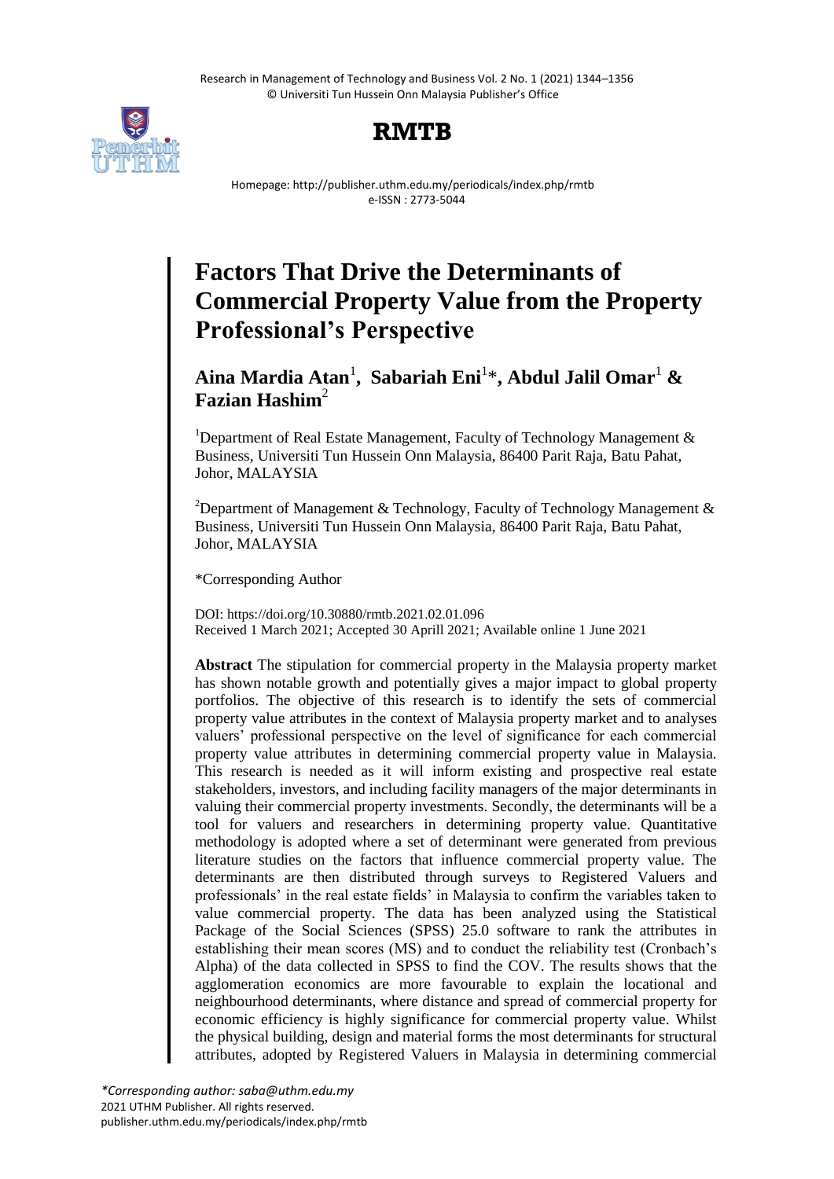# Factors That Drive the Determinants of Commercial Property Value from the Property Professional's Perspective

**Aina Mardia Atan**[1], **Sabariah Eni**[1]*, **Abdul Jalil Omar**[1] **& Fazian Hashim**[2]

[1]Department of Real Estate Management, Faculty of Technology Management & Business, Universiti Tun Hussein Onn Malaysia, 86400 Parit Raja, Batu Pahat, Johor, MALAYSIA

[2]Department of Management & Technology, Faculty of Technology Management & Business, Universiti Tun Hussein Onn Malaysia, 86400 Parit Raja, Batu Pahat, Johor, MALAYSIA

*Corresponding Author

DOI: https://doi.org/10.30880/rmtb.2021.02.01.096
Received 1 March 2021; Accepted 30 Aprill 2021; Available online 1 June 2021

**Abstract** The stipulation for commercial property in the Malaysia property market has shown notable growth and potentially gives a major impact to global property portfolios. The objective of this research is to identify the sets of commercial property value attributes in the context of Malaysia property market and to analyses valuers' professional perspective on the level of significance for each commercial property value attributes in determining commercial property value in Malaysia. This research is needed as it will inform existing and prospective real estate stakeholders, investors, and including facility managers of the major determinants in valuing their commercial property investments. Secondly, the determinants will be a tool for valuers and researchers in determining property value. Quantitative methodology is adopted where a set of determinant were generated from previous literature studies on the factors that influence commercial property value. The determinants are then distributed through surveys to Registered Valuers and professionals' in the real estate fields' in Malaysia to confirm the variables taken to value commercial property. The data has been analyzed using the Statistical Package of the Social Sciences (SPSS) 25.0 software to rank the attributes in establishing their mean scores (MS) and to conduct the reliability test (Cronbach's Alpha) of the data collected in SPSS to find the COV. The results shows that the agglomeration economics are more favourable to explain the locational and neighbourhood determinants, where distance and spread of commercial property for economic efficiency is highly significance for commercial property value. Whilst the physical building, design and material forms the most determinants for structural attributes, adopted by Registered Valuers in Malaysia in determining commercial

*Corresponding author: saba@uthm.edu.my*
2021 UTHM Publisher. All rights reserved.
publisher.uthm.edu.my/periodicals/index.php/rmtb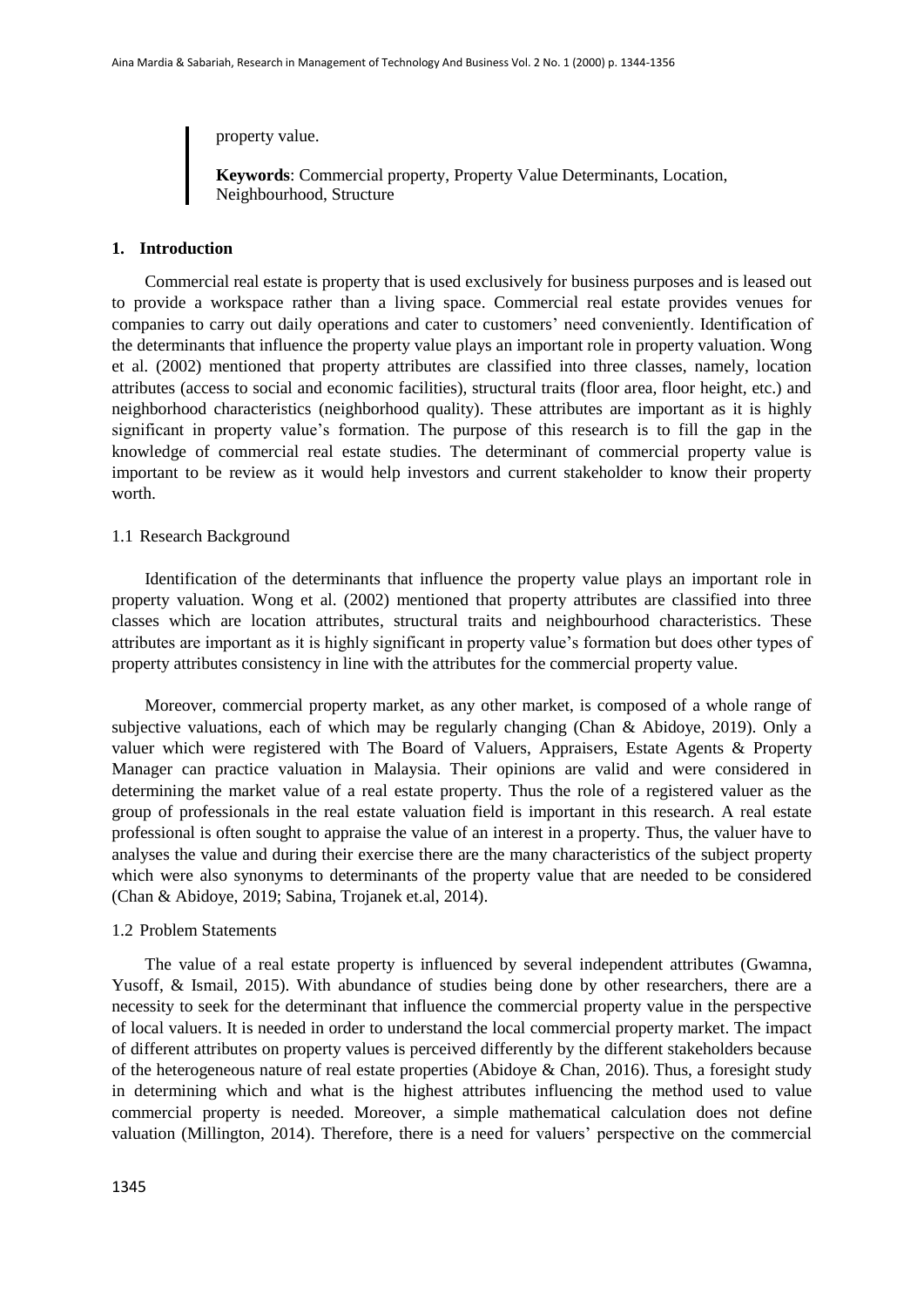property value.

**Keywords**: Commercial property, Property Value Determinants, Location, Neighbourhood, Structure

## 1. Introduction

Commercial real estate is property that is used exclusively for business purposes and is leased out to provide a workspace rather than a living space. Commercial real estate provides venues for companies to carry out daily operations and cater to customers' need conveniently. Identification of the determinants that influence the property value plays an important role in property valuation. Wong et al. (2002) mentioned that property attributes are classified into three classes, namely, location attributes (access to social and economic facilities), structural traits (floor area, floor height, etc.) and neighborhood characteristics (neighborhood quality). These attributes are important as it is highly significant in property value's formation. The purpose of this research is to fill the gap in the knowledge of commercial real estate studies. The determinant of commercial property value is important to be review as it would help investors and current stakeholder to know their property worth.

### 1.1 Research Background

Identification of the determinants that influence the property value plays an important role in property valuation. Wong et al. (2002) mentioned that property attributes are classified into three classes which are location attributes, structural traits and neighbourhood characteristics. These attributes are important as it is highly significant in property value's formation but does other types of property attributes consistency in line with the attributes for the commercial property value.

Moreover, commercial property market, as any other market, is composed of a whole range of subjective valuations, each of which may be regularly changing (Chan & Abidoye, 2019). Only a valuer which were registered with The Board of Valuers, Appraisers, Estate Agents & Property Manager can practice valuation in Malaysia. Their opinions are valid and were considered in determining the market value of a real estate property. Thus the role of a registered valuer as the group of professionals in the real estate valuation field is important in this research. A real estate professional is often sought to appraise the value of an interest in a property. Thus, the valuer have to analyses the value and during their exercise there are the many characteristics of the subject property which were also synonyms to determinants of the property value that are needed to be considered (Chan & Abidoye, 2019; Sabina, Trojanek et.al, 2014).

### 1.2 Problem Statements

The value of a real estate property is influenced by several independent attributes (Gwamna, Yusoff, & Ismail, 2015). With abundance of studies being done by other researchers, there are a necessity to seek for the determinant that influence the commercial property value in the perspective of local valuers. It is needed in order to understand the local commercial property market. The impact of different attributes on property values is perceived differently by the different stakeholders because of the heterogeneous nature of real estate properties (Abidoye & Chan, 2016). Thus, a foresight study in determining which and what is the highest attributes influencing the method used to value commercial property is needed. Moreover, a simple mathematical calculation does not define valuation (Millington, 2014). Therefore, there is a need for valuers' perspective on the commercial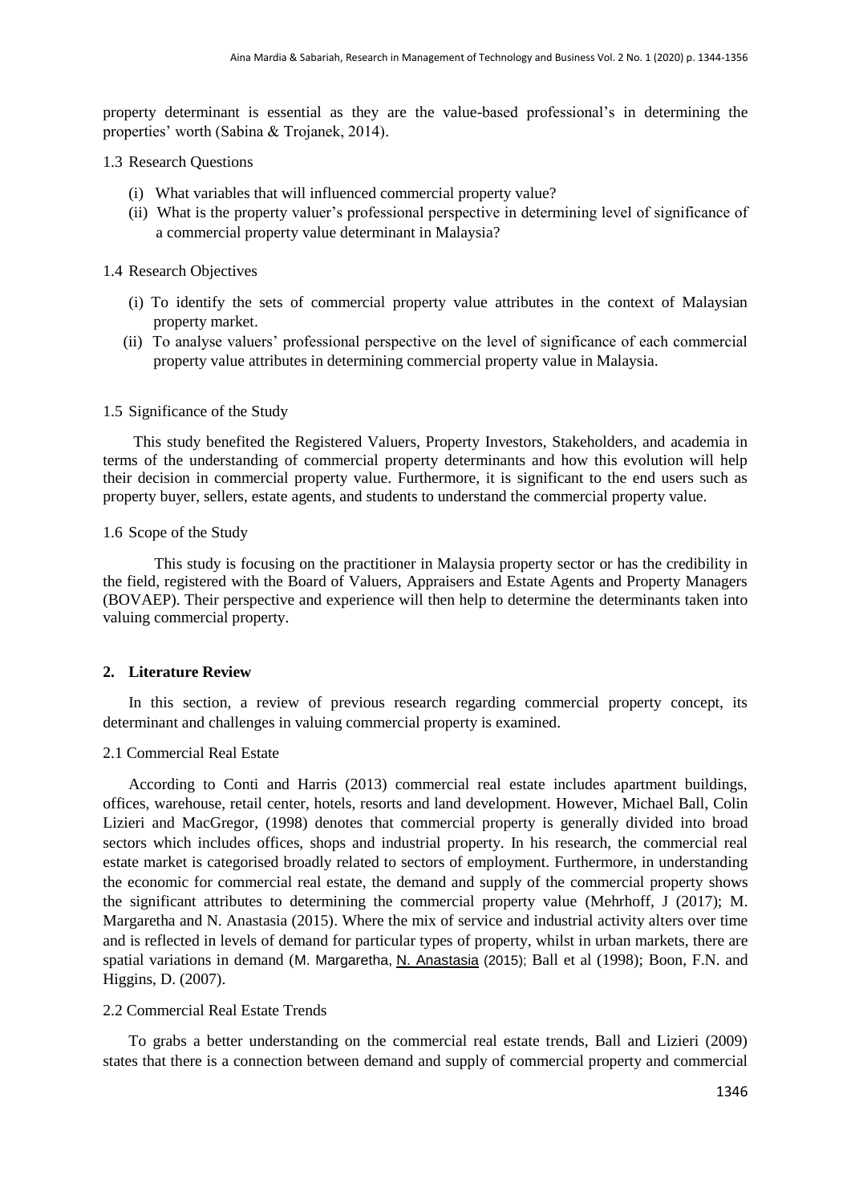property determinant is essential as they are the value-based professional's in determining the properties' worth (Sabina & Trojanek, 2014).

### 1.3 Research Questions

(i) What variables that will influenced commercial property value?
(ii) What is the property valuer's professional perspective in determining level of significance of a commercial property value determinant in Malaysia?

### 1.4 Research Objectives

(i) To identify the sets of commercial property value attributes in the context of Malaysian property market.
(ii) To analyse valuers' professional perspective on the level of significance of each commercial property value attributes in determining commercial property value in Malaysia.

### 1.5 Significance of the Study

This study benefited the Registered Valuers, Property Investors, Stakeholders, and academia in terms of the understanding of commercial property determinants and how this evolution will help their decision in commercial property value. Furthermore, it is significant to the end users such as property buyer, sellers, estate agents, and students to understand the commercial property value.

### 1.6 Scope of the Study

This study is focusing on the practitioner in Malaysia property sector or has the credibility in the field, registered with the Board of Valuers, Appraisers and Estate Agents and Property Managers (BOVAEP). Their perspective and experience will then help to determine the determinants taken into valuing commercial property.

## 2. Literature Review

In this section, a review of previous research regarding commercial property concept, its determinant and challenges in valuing commercial property is examined.

### 2.1 Commercial Real Estate

According to Conti and Harris (2013) commercial real estate includes apartment buildings, offices, warehouse, retail center, hotels, resorts and land development. However, Michael Ball, Colin Lizieri and MacGregor, (1998) denotes that commercial property is generally divided into broad sectors which includes offices, shops and industrial property. In his research, the commercial real estate market is categorised broadly related to sectors of employment. Furthermore, in understanding the economic for commercial real estate, the demand and supply of the commercial property shows the significant attributes to determining the commercial property value (Mehrhoff, J (2017); M. Margaretha and N. Anastasia (2015). Where the mix of service and industrial activity alters over time and is reflected in levels of demand for particular types of property, whilst in urban markets, there are spatial variations in demand (M. Margaretha, N. Anastasia (2015); Ball et al (1998); Boon, F.N. and Higgins, D. (2007).

### 2.2 Commercial Real Estate Trends

To grabs a better understanding on the commercial real estate trends, Ball and Lizieri (2009) states that there is a connection between demand and supply of commercial property and commercial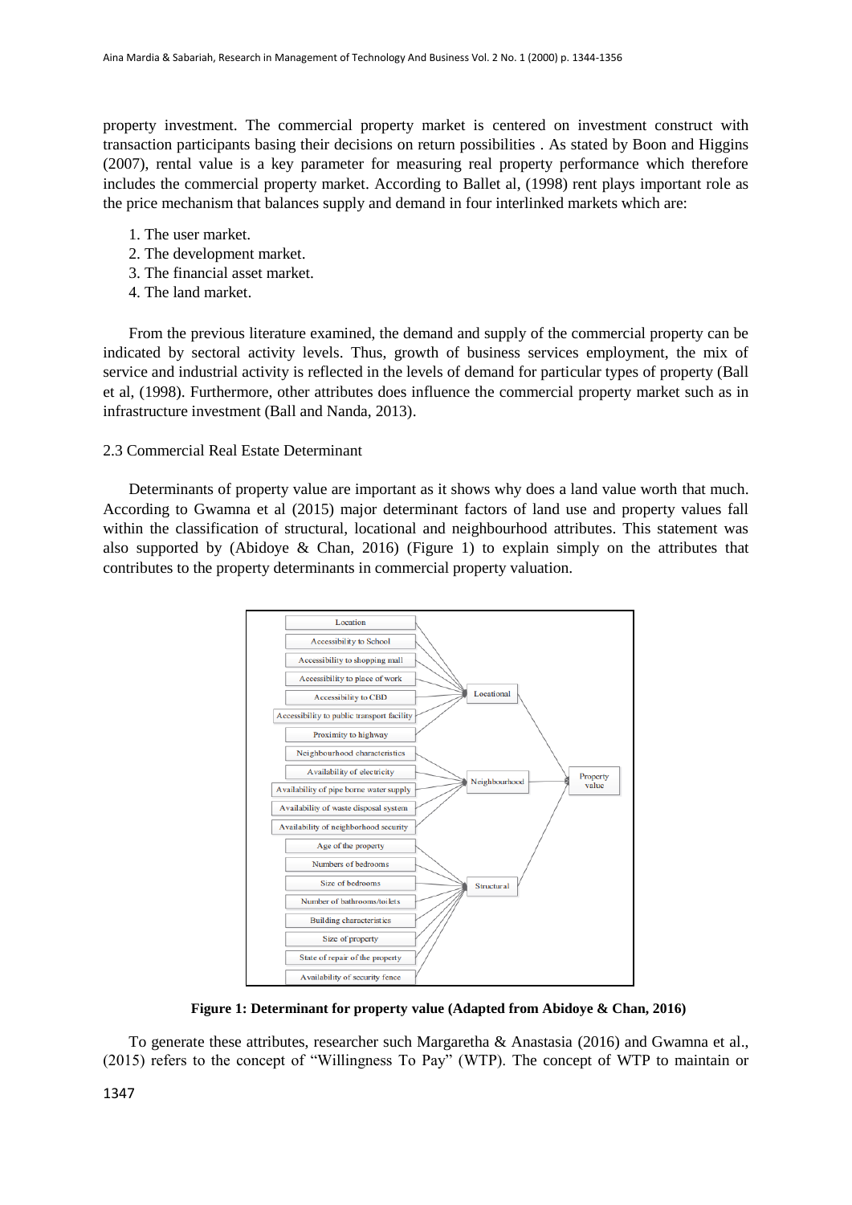property investment. The commercial property market is centered on investment construct with transaction participants basing their decisions on return possibilities . As stated by Boon and Higgins (2007), rental value is a key parameter for measuring real property performance which therefore includes the commercial property market. According to Ballet al, (1998) rent plays important role as the price mechanism that balances supply and demand in four interlinked markets which are:

1. The user market.
2. The development market.
3. The financial asset market.
4. The land market.

From the previous literature examined, the demand and supply of the commercial property can be indicated by sectoral activity levels. Thus, growth of business services employment, the mix of service and industrial activity is reflected in the levels of demand for particular types of property (Ball et al, (1998). Furthermore, other attributes does influence the commercial property market such as in infrastructure investment (Ball and Nanda, 2013).

### 2.3 Commercial Real Estate Determinant

Determinants of property value are important as it shows why does a land value worth that much. According to Gwamna et al (2015) major determinant factors of land use and property values fall within the classification of structural, locational and neighbourhood attributes. This statement was also supported by (Abidoye & Chan, 2016) (Figure 1) to explain simply on the attributes that contributes to the property determinants in commercial property valuation.

Location
Accessibility to School
Accessibility to shopping mall
Accessibility to place of work
Accessibility to CBD
Accessibility to public transport facility
Proximity to highway
Neighbourhood characteristics
Availability of electricity
Availability of pipe borne water supply
Availability of waste disposal system
Availability of neighborhood security
Age of the property
Numbers of bedrooms
Size of bedrooms
Number of bathrooms/toilets
Building characteristics
Size of property
State of repair of the property
Availability of security fence
Locational
Neighbourhood
Structural
Property value

**Figure 1: Determinant for property value (Adapted from Abidoye & Chan, 2016)**

To generate these attributes, researcher such Margaretha & Anastasia (2016) and Gwamna et al., (2015) refers to the concept of "Willingness To Pay" (WTP). The concept of WTP to maintain or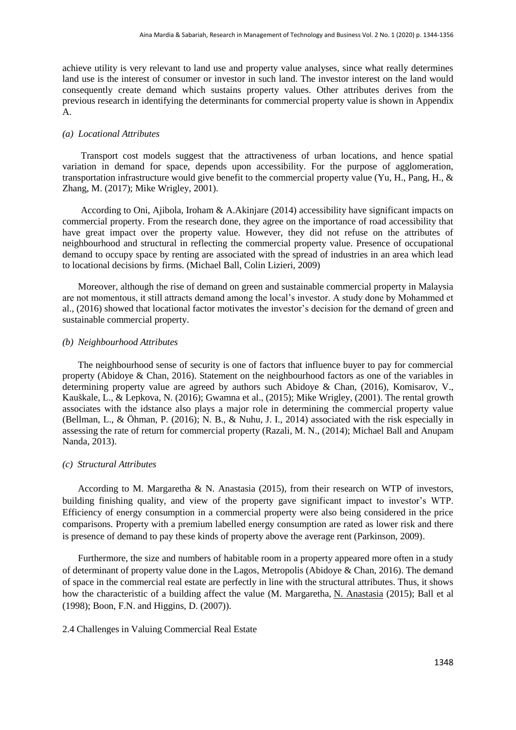achieve utility is very relevant to land use and property value analyses, since what really determines land use is the interest of consumer or investor in such land. The investor interest on the land would consequently create demand which sustains property values. Other attributes derives from the previous research in identifying the determinants for commercial property value is shown in Appendix A.

#### *(a) Locational Attributes*

Transport cost models suggest that the attractiveness of urban locations, and hence spatial variation in demand for space, depends upon accessibility. For the purpose of agglomeration, transportation infrastructure would give benefit to the commercial property value (Yu, H., Pang, H., & Zhang, M. (2017); Mike Wrigley, 2001).

According to Oni, Ajibola, Iroham & A.Akinjare (2014) accessibility have significant impacts on commercial property. From the research done, they agree on the importance of road accessibility that have great impact over the property value. However, they did not refuse on the attributes of neighbourhood and structural in reflecting the commercial property value. Presence of occupational demand to occupy space by renting are associated with the spread of industries in an area which lead to locational decisions by firms. (Michael Ball, Colin Lizieri, 2009)

Moreover, although the rise of demand on green and sustainable commercial property in Malaysia are not momentous, it still attracts demand among the local's investor. A study done by Mohammed et al., (2016) showed that locational factor motivates the investor's decision for the demand of green and sustainable commercial property.

#### *(b) Neighbourhood Attributes*

The neighbourhood sense of security is one of factors that influence buyer to pay for commercial property (Abidoye & Chan, 2016). Statement on the neighbourhood factors as one of the variables in determining property value are agreed by authors such Abidoye & Chan, (2016), Komisarov, V., Kauškale, L., & Lepkova, N. (2016); Gwamna et al., (2015); Mike Wrigley, (2001). The rental growth associates with the idstance also plays a major role in determining the commercial property value (Bellman, L., & Öhman, P. (2016); N. B., & Nuhu, J. I., 2014) associated with the risk especially in assessing the rate of return for commercial property (Razali, M. N., (2014); Michael Ball and Anupam Nanda, 2013).

#### *(c) Structural Attributes*

According to M. Margaretha & N. Anastasia (2015), from their research on WTP of investors, building finishing quality, and view of the property gave significant impact to investor's WTP. Efficiency of energy consumption in a commercial property were also being considered in the price comparisons. Property with a premium labelled energy consumption are rated as lower risk and there is presence of demand to pay these kinds of property above the average rent (Parkinson, 2009).

Furthermore, the size and numbers of habitable room in a property appeared more often in a study of determinant of property value done in the Lagos, Metropolis (Abidoye & Chan, 2016). The demand of space in the commercial real estate are perfectly in line with the structural attributes. Thus, it shows how the characteristic of a building affect the value (M. Margaretha, N. Anastasia (2015); Ball et al (1998); Boon, F.N. and Higgins, D. (2007)).

### 2.4 Challenges in Valuing Commercial Real Estate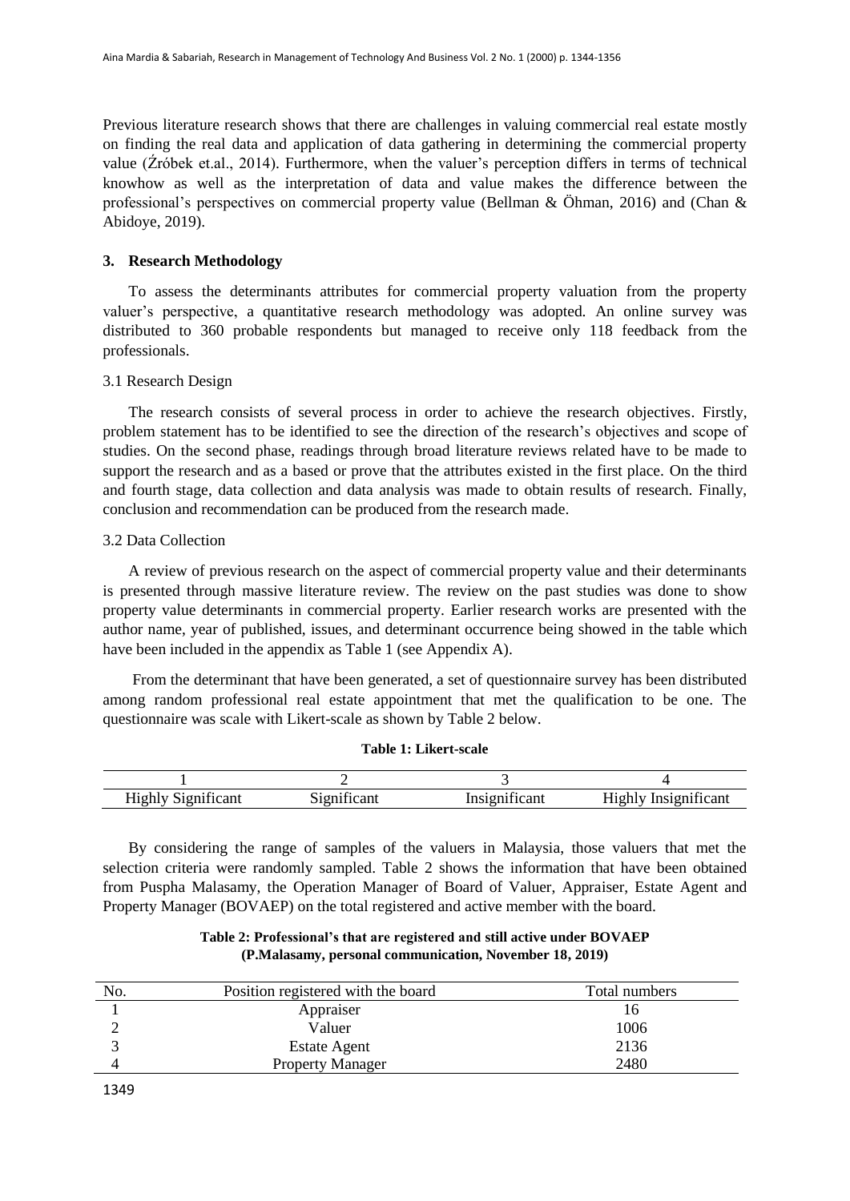Previous literature research shows that there are challenges in valuing commercial real estate mostly on finding the real data and application of data gathering in determining the commercial property value (Źróbek et.al., 2014). Furthermore, when the valuer's perception differs in terms of technical knowhow as well as the interpretation of data and value makes the difference between the professional's perspectives on commercial property value (Bellman & Öhman, 2016) and (Chan & Abidoye, 2019).

## 3. Research Methodology

To assess the determinants attributes for commercial property valuation from the property valuer's perspective, a quantitative research methodology was adopted. An online survey was distributed to 360 probable respondents but managed to receive only 118 feedback from the professionals.

### 3.1 Research Design

The research consists of several process in order to achieve the research objectives. Firstly, problem statement has to be identified to see the direction of the research's objectives and scope of studies. On the second phase, readings through broad literature reviews related have to be made to support the research and as a based or prove that the attributes existed in the first place. On the third and fourth stage, data collection and data analysis was made to obtain results of research. Finally, conclusion and recommendation can be produced from the research made.

### 3.2 Data Collection

A review of previous research on the aspect of commercial property value and their determinants is presented through massive literature review. The review on the past studies was done to show property value determinants in commercial property. Earlier research works are presented with the author name, year of published, issues, and determinant occurrence being showed in the table which have been included in the appendix as Table 1 (see Appendix A).

From the determinant that have been generated, a set of questionnaire survey has been distributed among random professional real estate appointment that met the qualification to be one. The questionnaire was scale with Likert-scale as shown by Table 2 below.

**Table 1: Likert-scale**

| 1 | 2 | 3 | 4 |
|---|---|---|---|
| Highly Significant | Significant | Insignificant | Highly Insignificant |

By considering the range of samples of the valuers in Malaysia, those valuers that met the selection criteria were randomly sampled. Table 2 shows the information that have been obtained from Puspha Malasamy, the Operation Manager of Board of Valuer, Appraiser, Estate Agent and Property Manager (BOVAEP) on the total registered and active member with the board.

**Table 2: Professional's that are registered and still active under BOVAEP (P.Malasamy, personal communication, November 18, 2019)**

| No. | Position registered with the board | Total numbers |
|---|---|---|
| 1 | Appraiser | 16 |
| 2 | Valuer | 1006 |
| 3 | Estate Agent | 2136 |
| 4 | Property Manager | 2480 |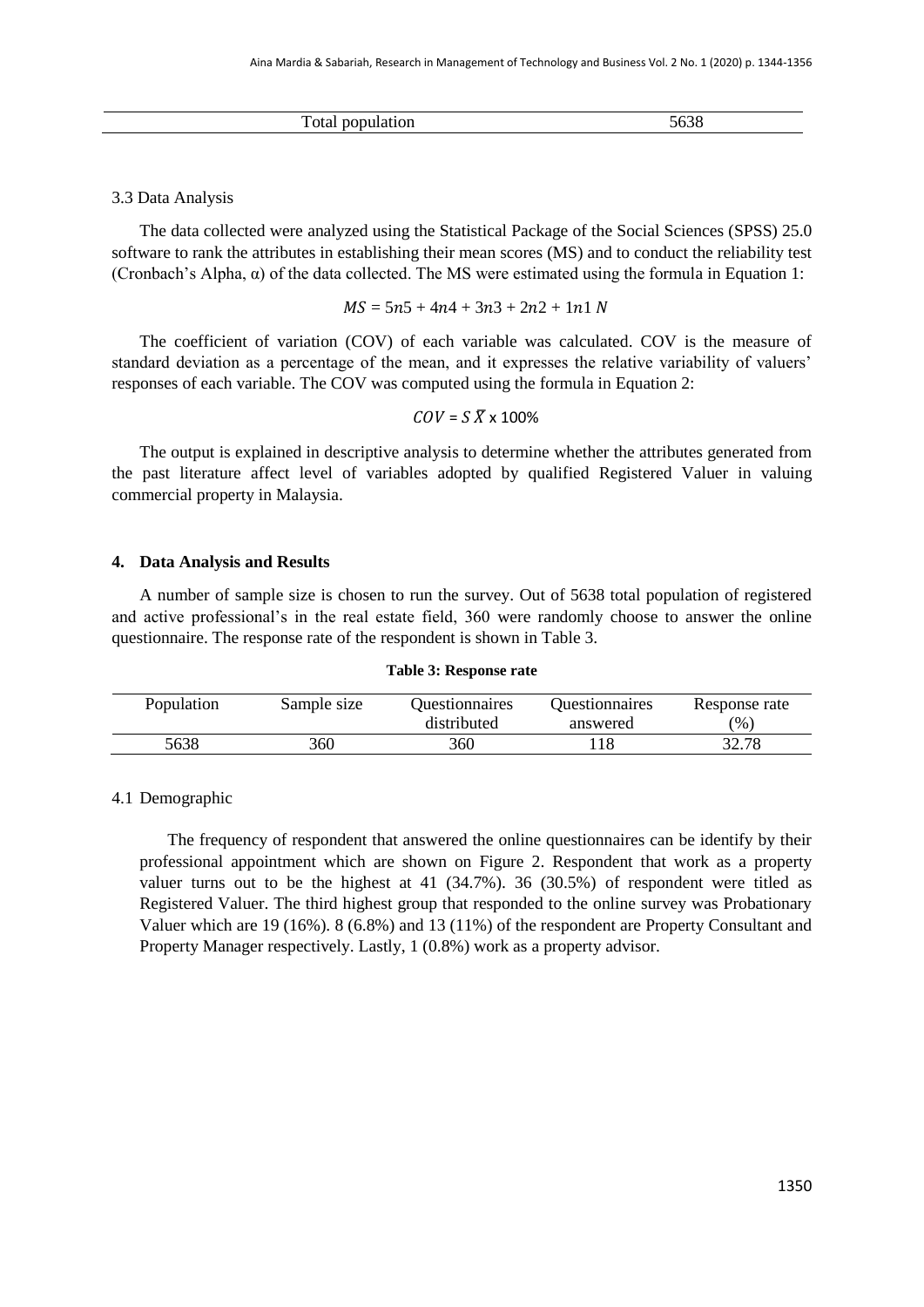| Total population | 5638 |
|---|---|

3.3 Data Analysis

The data collected were analyzed using the Statistical Package of the Social Sciences (SPSS) 25.0 software to rank the attributes in establishing their mean scores (MS) and to conduct the reliability test (Cronbach's Alpha, α) of the data collected. The MS were estimated using the formula in Equation 1:

$$MS = 5n5 + 4n4 + 3n3 + 2n2 + 1n1\ N$$

The coefficient of variation (COV) of each variable was calculated. COV is the measure of standard deviation as a percentage of the mean, and it expresses the relative variability of valuers' responses of each variable. The COV was computed using the formula in Equation 2:

$$COV = S\ \bar{X} \text{ x } 100\%$$

The output is explained in descriptive analysis to determine whether the attributes generated from the past literature affect level of variables adopted by qualified Registered Valuer in valuing commercial property in Malaysia.

## 4. Data Analysis and Results

A number of sample size is chosen to run the survey. Out of 5638 total population of registered and active professional's in the real estate field, 360 were randomly choose to answer the online questionnaire. The response rate of the respondent is shown in Table 3.

**Table 3: Response rate**

| Population | Sample size | Questionnaires distributed | Questionnaires answered | Response rate (%) |
|---|---|---|---|---|
| 5638 | 360 | 360 | 118 | 32.78 |

4.1 Demographic

The frequency of respondent that answered the online questionnaires can be identify by their professional appointment which are shown on Figure 2. Respondent that work as a property valuer turns out to be the highest at 41 (34.7%). 36 (30.5%) of respondent were titled as Registered Valuer. The third highest group that responded to the online survey was Probationary Valuer which are 19 (16%). 8 (6.8%) and 13 (11%) of the respondent are Property Consultant and Property Manager respectively. Lastly, 1 (0.8%) work as a property advisor.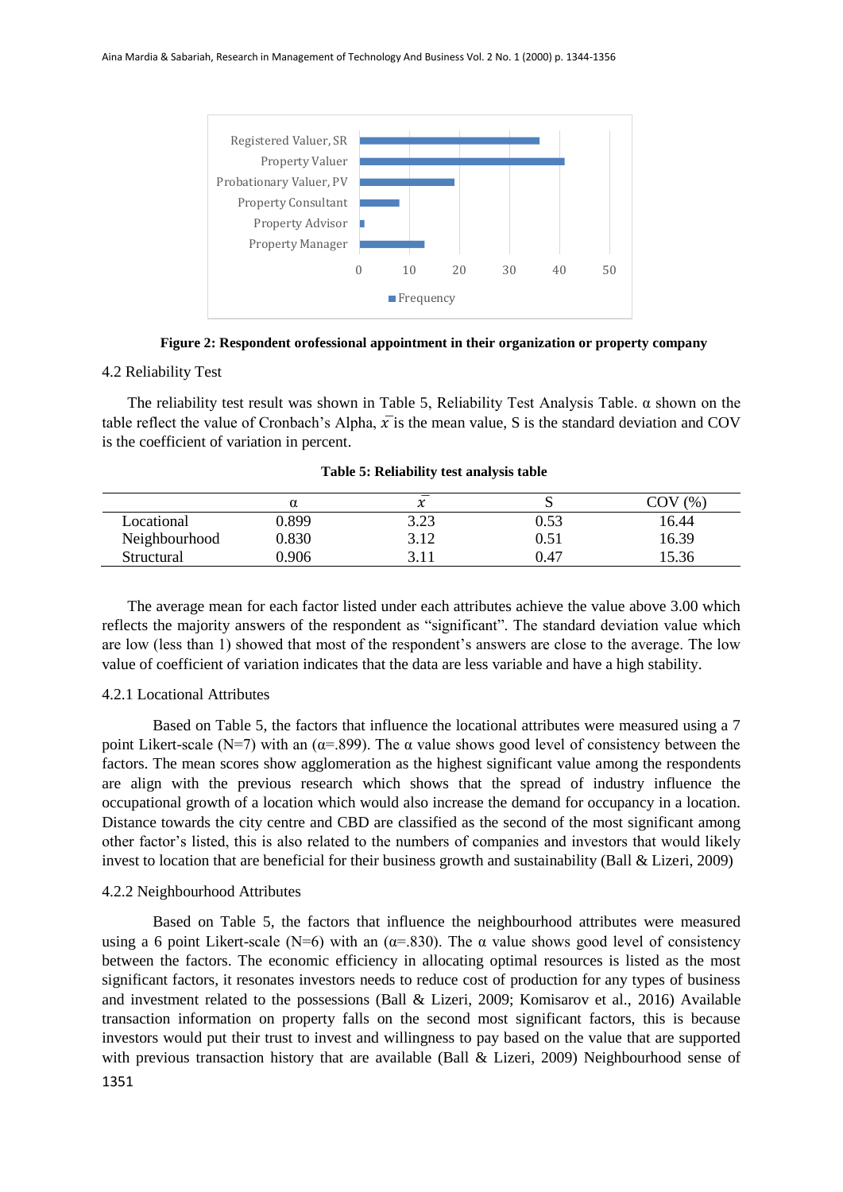Figure 2: Respondent orofessional appointment in their organization or property company

4.2 Reliability Test

The reliability test result was shown in Table 5, Reliability Test Analysis Table. α shown on the table reflect the value of Cronbach's Alpha, $\bar{x}$ is the mean value, S is the standard deviation and COV is the coefficient of variation in percent.

**Table 5: Reliability test analysis table**

| | α | $\bar{x}$ | S | COV (%) |
|---|---|---|---|---|
| Locational | 0.899 | 3.23 | 0.53 | 16.44 |
| Neighbourhood | 0.830 | 3.12 | 0.51 | 16.39 |
| Structural | 0.906 | 3.11 | 0.47 | 15.36 |

The average mean for each factor listed under each attributes achieve the value above 3.00 which reflects the majority answers of the respondent as "significant". The standard deviation value which are low (less than 1) showed that most of the respondent's answers are close to the average. The low value of coefficient of variation indicates that the data are less variable and have a high stability.

4.2.1 Locational Attributes

Based on Table 5, the factors that influence the locational attributes were measured using a 7 point Likert-scale (N=7) with an (α=.899). The α value shows good level of consistency between the factors. The mean scores show agglomeration as the highest significant value among the respondents are align with the previous research which shows that the spread of industry influence the occupational growth of a location which would also increase the demand for occupancy in a location. Distance towards the city centre and CBD are classified as the second of the most significant among other factor's listed, this is also related to the numbers of companies and investors that would likely invest to location that are beneficial for their business growth and sustainability (Ball & Lizeri, 2009)

4.2.2 Neighbourhood Attributes

Based on Table 5, the factors that influence the neighbourhood attributes were measured using a 6 point Likert-scale (N=6) with an (α=.830). The α value shows good level of consistency between the factors. The economic efficiency in allocating optimal resources is listed as the most significant factors, it resonates investors needs to reduce cost of production for any types of business and investment related to the possessions (Ball & Lizeri, 2009; Komisarov et al., 2016) Available transaction information on property falls on the second most significant factors, this is because investors would put their trust to invest and willingness to pay based on the value that are supported with previous transaction history that are available (Ball & Lizeri, 2009) Neighbourhood sense of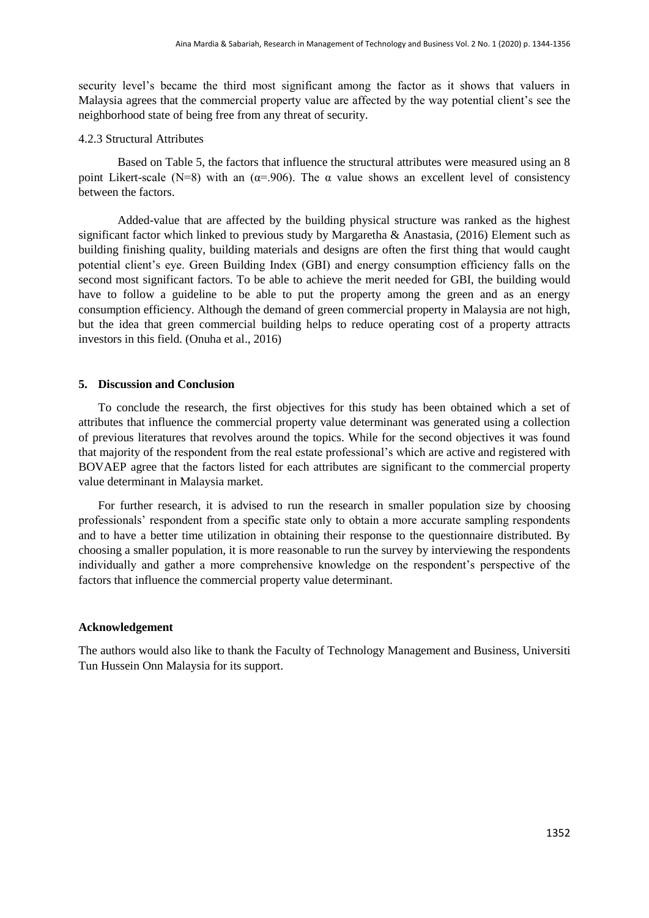security level's became the third most significant among the factor as it shows that valuers in Malaysia agrees that the commercial property value are affected by the way potential client's see the neighborhood state of being free from any threat of security.

### 4.2.3 Structural Attributes

Based on Table 5, the factors that influence the structural attributes were measured using an 8 point Likert-scale (N=8) with an (α=.906). The α value shows an excellent level of consistency between the factors.

Added-value that are affected by the building physical structure was ranked as the highest significant factor which linked to previous study by Margaretha & Anastasia, (2016) Element such as building finishing quality, building materials and designs are often the first thing that would caught potential client's eye. Green Building Index (GBI) and energy consumption efficiency falls on the second most significant factors. To be able to achieve the merit needed for GBI, the building would have to follow a guideline to be able to put the property among the green and as an energy consumption efficiency. Although the demand of green commercial property in Malaysia are not high, but the idea that green commercial building helps to reduce operating cost of a property attracts investors in this field. (Onuha et al., 2016)

## 5. Discussion and Conclusion

To conclude the research, the first objectives for this study has been obtained which a set of attributes that influence the commercial property value determinant was generated using a collection of previous literatures that revolves around the topics. While for the second objectives it was found that majority of the respondent from the real estate professional's which are active and registered with BOVAEP agree that the factors listed for each attributes are significant to the commercial property value determinant in Malaysia market.

For further research, it is advised to run the research in smaller population size by choosing professionals' respondent from a specific state only to obtain a more accurate sampling respondents and to have a better time utilization in obtaining their response to the questionnaire distributed. By choosing a smaller population, it is more reasonable to run the survey by interviewing the respondents individually and gather a more comprehensive knowledge on the respondent's perspective of the factors that influence the commercial property value determinant.

## Acknowledgement

The authors would also like to thank the Faculty of Technology Management and Business, Universiti Tun Hussein Onn Malaysia for its support.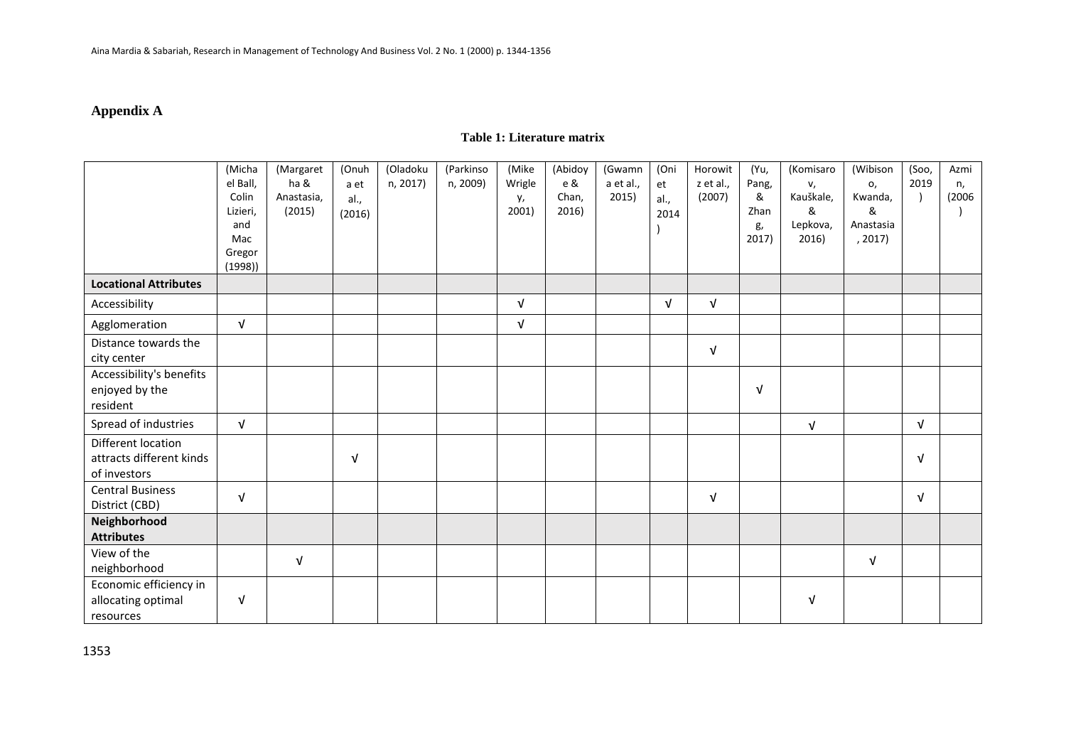## Appendix A

**Table 1: Literature matrix**

| | (Michael Ball, Colin Lizieri, and Mac Gregor (1998)) | (Margaretha & Anastasia, (2015) | (Onuha et al., (2016) | (Oladokun, 2017) | (Parkinson, 2009) | (Mike Wrigley, 2001) | (Abidoye & Chan, 2016) | (Gwamna et al., 2015) | (Oni et al., 2014) | Horowitz et al., (2007) | (Yu, Pang, & Zhang, 2017) | (Komisarov, Kauškale, & Lepkova, 2016) | (Wibisono, Kwanda, & Anastasia, 2017) | (Soo, 2019) | Azmin, (2006) |
|---|---|---|---|---|---|---|---|---|---|---|---|---|---|---|---|
| **Locational Attributes** | | | | | | | | | | | | | | | |
| Accessibility | | | | | | √ | | | √ | √ | | | | | |
| Agglomeration | √ | | | | | √ | | | | | | | | | |
| Distance towards the city center | | | | | | | | | | √ | | | | | |
| Accessibility's benefits enjoyed by the resident | | | | | | | | | | | √ | | | | |
| Spread of industries | √ | | | | | | | | | | | √ | | √ | |
| Different location attracts different kinds of investors | | | √ | | | | | | | | | | | √ | |
| Central Business District (CBD) | √ | | | | | | | | | √ | | | | √ | |
| **Neighborhood Attributes** | | | | | | | | | | | | | | | |
| View of the neighborhood | | √ | | | | | | | | | | | √ | | |
| Economic efficiency in allocating optimal resources | √ | | | | | | | | | | | √ | | | |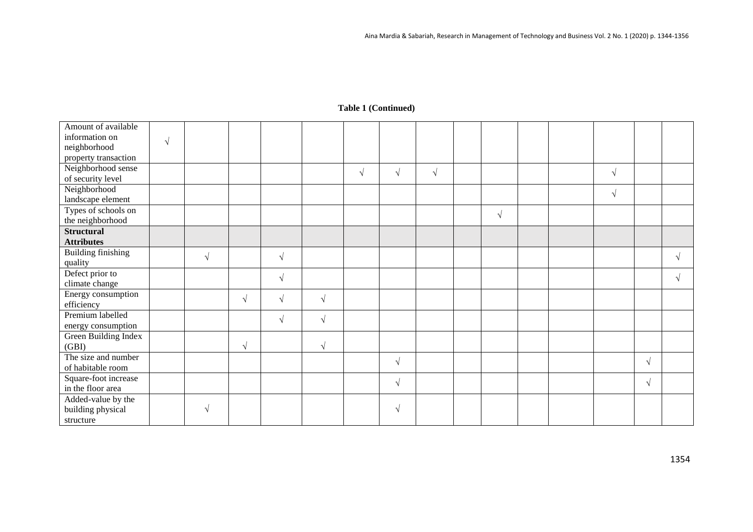**Table 1 (Continued)**

| | | | | | | | | | | | | | | | |
|---|---|---|---|---|---|---|---|---|---|---|---|---|---|---|---|
| Amount of available information on neighborhood property transaction | √ | | | | | | | | | | | | | | |
| Neighborhood sense of security level | | | | | | √ | √ | √ | | | | | √ | | |
| Neighborhood landscape element | | | | | | | | | | | | | √ | | |
| Types of schools on the neighborhood | | | | | | | | | | √ | | | | | |
| **Structural Attributes** | | | | | | | | | | | | | | | |
| Building finishing quality | | √ | | √ | | | | | | | | | | | √ |
| Defect prior to climate change | | | | √ | | | | | | | | | | | √ |
| Energy consumption efficiency | | | √ | √ | √ | | | | | | | | | | |
| Premium labelled energy consumption | | | | √ | √ | | | | | | | | | | |
| Green Building Index (GBI) | | | √ | | √ | | | | | | | | | | |
| The size and number of habitable room | | | | | | | √ | | | | | | | √ | |
| Square-foot increase in the floor area | | | | | | | √ | | | | | | | √ | |
| Added-value by the building physical structure | | √ | | | | | √ | | | | | | | | |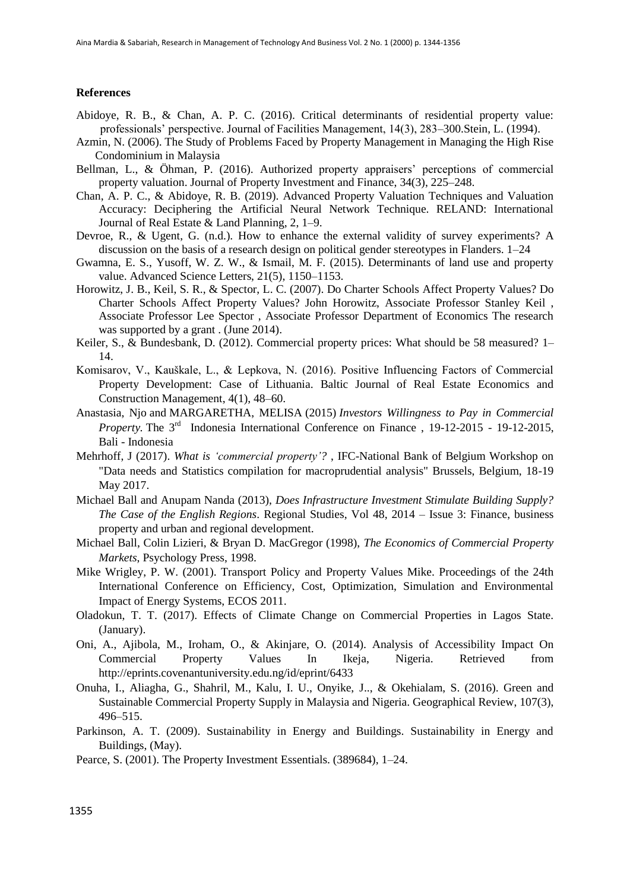**References**

Abidoye, R. B., & Chan, A. P. C. (2016). Critical determinants of residential property value: professionals' perspective. Journal of Facilities Management, 14(3), 283–300.Stein, L. (1994).

Azmin, N. (2006). The Study of Problems Faced by Property Management in Managing the High Rise Condominium in Malaysia

Bellman, L., & Öhman, P. (2016). Authorized property appraisers' perceptions of commercial property valuation. Journal of Property Investment and Finance, 34(3), 225–248.

Chan, A. P. C., & Abidoye, R. B. (2019). Advanced Property Valuation Techniques and Valuation Accuracy: Deciphering the Artificial Neural Network Technique. RELAND: International Journal of Real Estate & Land Planning, 2, 1–9.

Devroe, R., & Ugent, G. (n.d.). How to enhance the external validity of survey experiments? A discussion on the basis of a research design on political gender stereotypes in Flanders. 1–24

Gwamna, E. S., Yusoff, W. Z. W., & Ismail, M. F. (2015). Determinants of land use and property value. Advanced Science Letters, 21(5), 1150–1153.

Horowitz, J. B., Keil, S. R., & Spector, L. C. (2007). Do Charter Schools Affect Property Values? Do Charter Schools Affect Property Values? John Horowitz, Associate Professor Stanley Keil , Associate Professor Lee Spector , Associate Professor Department of Economics The research was supported by a grant . (June 2014).

Keiler, S., & Bundesbank, D. (2012). Commercial property prices: What should be 58 measured? 1–14.

Komisarov, V., Kauškale, L., & Lepkova, N. (2016). Positive Influencing Factors of Commercial Property Development: Case of Lithuania. Baltic Journal of Real Estate Economics and Construction Management, 4(1), 48–60.

Anastasia, Njo and MARGARETHA, MELISA (2015) *Investors Willingness to Pay in Commercial Property.* The 3rd Indonesia International Conference on Finance , 19-12-2015 - 19-12-2015, Bali - Indonesia

Mehrhoff, J (2017). *What is 'commercial property'?* , IFC-National Bank of Belgium Workshop on "Data needs and Statistics compilation for macroprudential analysis" Brussels, Belgium, 18-19 May 2017.

Michael Ball and Anupam Nanda (2013), *Does Infrastructure Investment Stimulate Building Supply? The Case of the English Regions*. Regional Studies, Vol 48, 2014 – Issue 3: Finance, business property and urban and regional development.

Michael Ball, Colin Lizieri, & Bryan D. MacGregor (1998), *The Economics of Commercial Property Markets*, Psychology Press, 1998.

Mike Wrigley, P. W. (2001). Transport Policy and Property Values Mike. Proceedings of the 24th International Conference on Efficiency, Cost, Optimization, Simulation and Environmental Impact of Energy Systems, ECOS 2011.

Oladokun, T. T. (2017). Effects of Climate Change on Commercial Properties in Lagos State. (January).

Oni, A., Ajibola, M., Iroham, O., & Akinjare, O. (2014). Analysis of Accessibility Impact On Commercial Property Values In Ikeja, Nigeria. Retrieved from http://eprints.covenantuniversity.edu.ng/id/eprint/6433

Onuha, I., Aliagha, G., Shahril, M., Kalu, I. U., Onyike, J.., & Okehialam, S. (2016). Green and Sustainable Commercial Property Supply in Malaysia and Nigeria. Geographical Review, 107(3), 496–515.

Parkinson, A. T. (2009). Sustainability in Energy and Buildings. Sustainability in Energy and Buildings, (May).

Pearce, S. (2001). The Property Investment Essentials. (389684), 1–24.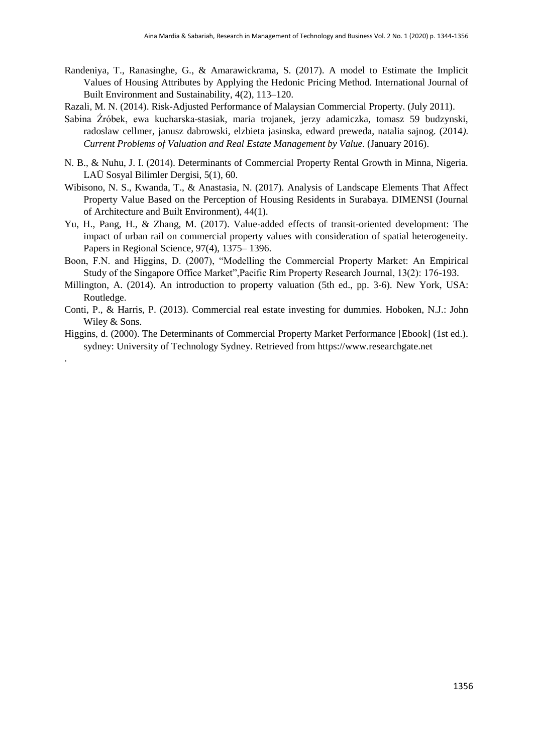Randeniya, T., Ranasinghe, G., & Amarawickrama, S. (2017). A model to Estimate the Implicit Values of Housing Attributes by Applying the Hedonic Pricing Method. International Journal of Built Environment and Sustainability, 4(2), 113–120.

Razali, M. N. (2014). Risk-Adjusted Performance of Malaysian Commercial Property. (July 2011).

Sabina Źróbek, ewa kucharska-stasiak, maria trojanek, jerzy adamiczka, tomasz 59 budzynski, radoslaw cellmer, janusz dabrowski, elzbieta jasinska, edward preweda, natalia sajnog. (2014*). Current Problems of Valuation and Real Estate Management by Value*. (January 2016).

N. B., & Nuhu, J. I. (2014). Determinants of Commercial Property Rental Growth in Minna, Nigeria. LAÜ Sosyal Bilimler Dergisi, 5(1), 60.

Wibisono, N. S., Kwanda, T., & Anastasia, N. (2017). Analysis of Landscape Elements That Affect Property Value Based on the Perception of Housing Residents in Surabaya. DIMENSI (Journal of Architecture and Built Environment), 44(1).

Yu, H., Pang, H., & Zhang, M. (2017). Value-added effects of transit-oriented development: The impact of urban rail on commercial property values with consideration of spatial heterogeneity. Papers in Regional Science, 97(4), 1375– 1396.

Boon, F.N. and Higgins, D. (2007), "Modelling the Commercial Property Market: An Empirical Study of the Singapore Office Market",Pacific Rim Property Research Journal, 13(2): 176-193.

Millington, A. (2014). An introduction to property valuation (5th ed., pp. 3-6). New York, USA: Routledge.

Conti, P., & Harris, P. (2013). Commercial real estate investing for dummies. Hoboken, N.J.: John Wiley & Sons.

Higgins, d. (2000). The Determinants of Commercial Property Market Performance [Ebook] (1st ed.). sydney: University of Technology Sydney. Retrieved from https://www.researchgate.net

.